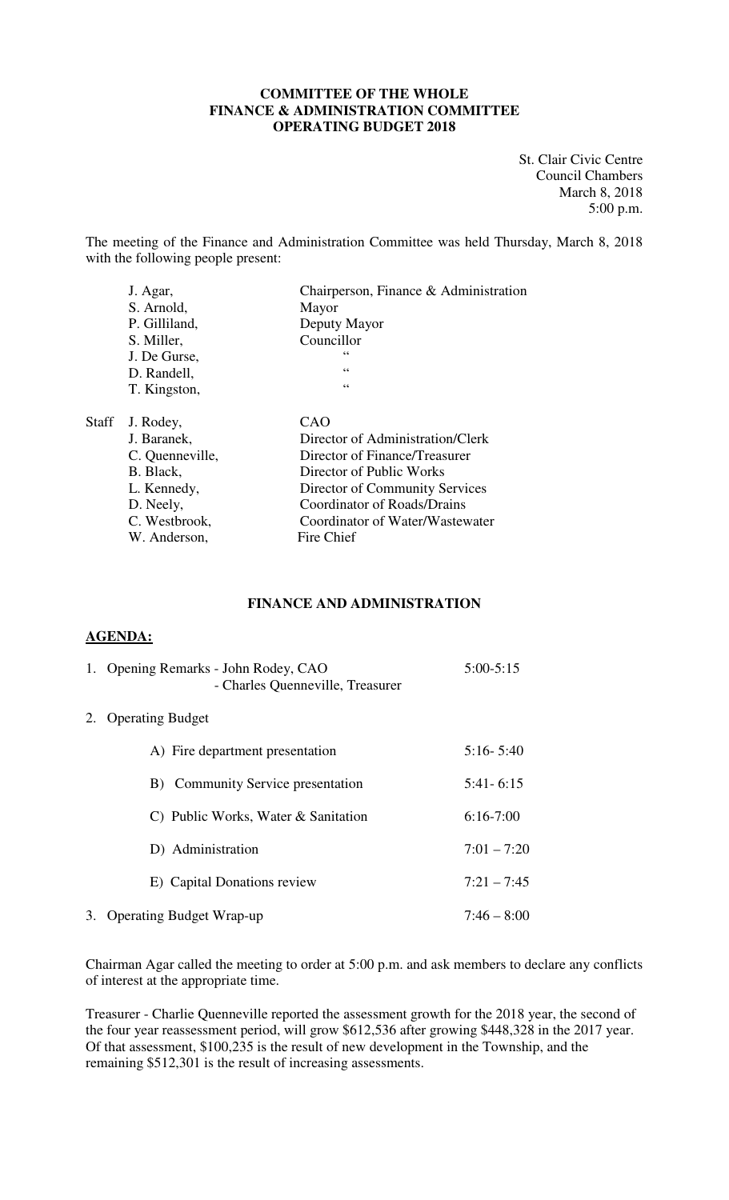**COMMITTEE OF THE WHOLE**
**FINANCE & ADMINISTRATION COMMITTEE**
**OPERATING BUDGET 2018**

St. Clair Civic Centre
Council Chambers
March 8, 2018
5:00 p.m.

The meeting of the Finance and Administration Committee was held Thursday, March 8, 2018 with the following people present:

| | | |
|---|---|---|
| | J. Agar, | Chairperson, Finance & Administration |
| | S. Arnold, | Mayor |
| | P. Gilliland, | Deputy Mayor |
| | S. Miller, | Councillor |
| | J. De Gurse, | " |
| | D. Randell, | " |
| | T. Kingston, | " |
| Staff | J. Rodey, | CAO |
| | J. Baranek, | Director of Administration/Clerk |
| | C. Quenneville, | Director of Finance/Treasurer |
| | B. Black, | Director of Public Works |
| | L. Kennedy, | Director of Community Services |
| | D. Neely, | Coordinator of Roads/Drains |
| | C. Westbrook, | Coordinator of Water/Wastewater |
| | W. Anderson, | Fire Chief |

## FINANCE AND ADMINISTRATION

**AGENDA:**

1. Opening Remarks - John Rodey, CAO 5:00-5:15
   - Charles Quenneville, Treasurer
2. Operating Budget
   - A) Fire department presentation 5:16- 5:40
   - B) Community Service presentation 5:41- 6:15
   - C) Public Works, Water & Sanitation 6:16-7:00
   - D) Administration 7:01 – 7:20
   - E) Capital Donations review 7:21 – 7:45
3. Operating Budget Wrap-up 7:46 – 8:00

Chairman Agar called the meeting to order at 5:00 p.m. and ask members to declare any conflicts of interest at the appropriate time.

Treasurer - Charlie Quenneville reported the assessment growth for the 2018 year, the second of the four year reassessment period, will grow $612,536 after growing $448,328 in the 2017 year. Of that assessment, $100,235 is the result of new development in the Township, and the remaining $512,301 is the result of increasing assessments.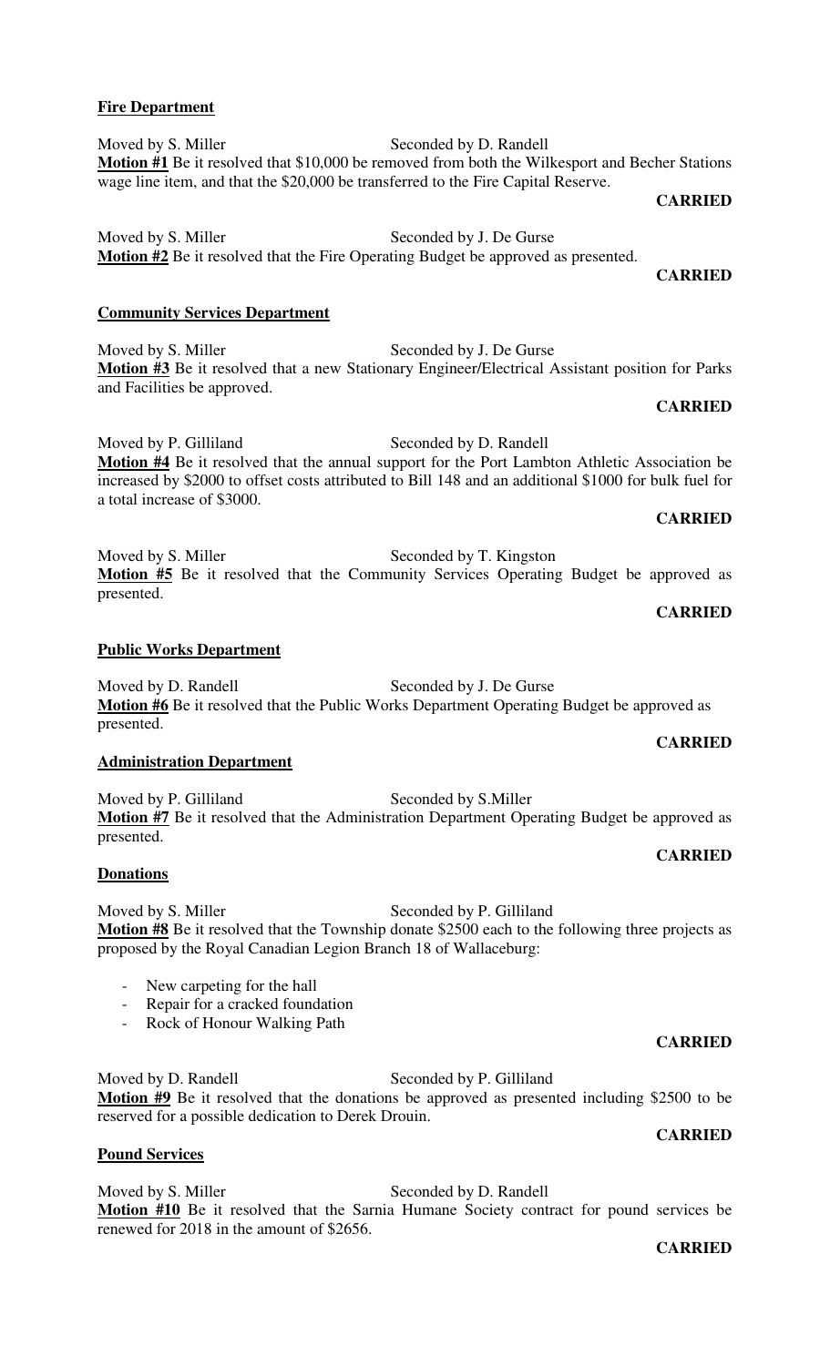**Fire Department**

Moved by S. Miller Seconded by D. Randell
**Motion #1** Be it resolved that $10,000 be removed from both the Wilkesport and Becher Stations wage line item, and that the $20,000 be transferred to the Fire Capital Reserve.

**CARRIED**

Moved by S. Miller Seconded by J. De Gurse
**Motion #2** Be it resolved that the Fire Operating Budget be approved as presented.

**CARRIED**

**Community Services Department**

Moved by S. Miller Seconded by J. De Gurse
**Motion #3** Be it resolved that a new Stationary Engineer/Electrical Assistant position for Parks and Facilities be approved.

**CARRIED**

Moved by P. Gilliland Seconded by D. Randell
**Motion #4** Be it resolved that the annual support for the Port Lambton Athletic Association be increased by $2000 to offset costs attributed to Bill 148 and an additional $1000 for bulk fuel for a total increase of $3000.

**CARRIED**

Moved by S. Miller Seconded by T. Kingston
**Motion #5** Be it resolved that the Community Services Operating Budget be approved as presented.

**CARRIED**

**Public Works Department**

Moved by D. Randell Seconded by J. De Gurse
**Motion #6** Be it resolved that the Public Works Department Operating Budget be approved as presented.

**CARRIED**

**Administration Department**

Moved by P. Gilliland Seconded by S.Miller
**Motion #7** Be it resolved that the Administration Department Operating Budget be approved as presented.

**CARRIED**

**Donations**

Moved by S. Miller Seconded by P. Gilliland
**Motion #8** Be it resolved that the Township donate $2500 each to the following three projects as proposed by the Royal Canadian Legion Branch 18 of Wallaceburg:

- New carpeting for the hall
- Repair for a cracked foundation
- Rock of Honour Walking Path

**CARRIED**

Moved by D. Randell Seconded by P. Gilliland
**Motion #9** Be it resolved that the donations be approved as presented including $2500 to be reserved for a possible dedication to Derek Drouin.

**CARRIED**

**Pound Services**

Moved by S. Miller Seconded by D. Randell
**Motion #10** Be it resolved that the Sarnia Humane Society contract for pound services be renewed for 2018 in the amount of $2656.

**CARRIED**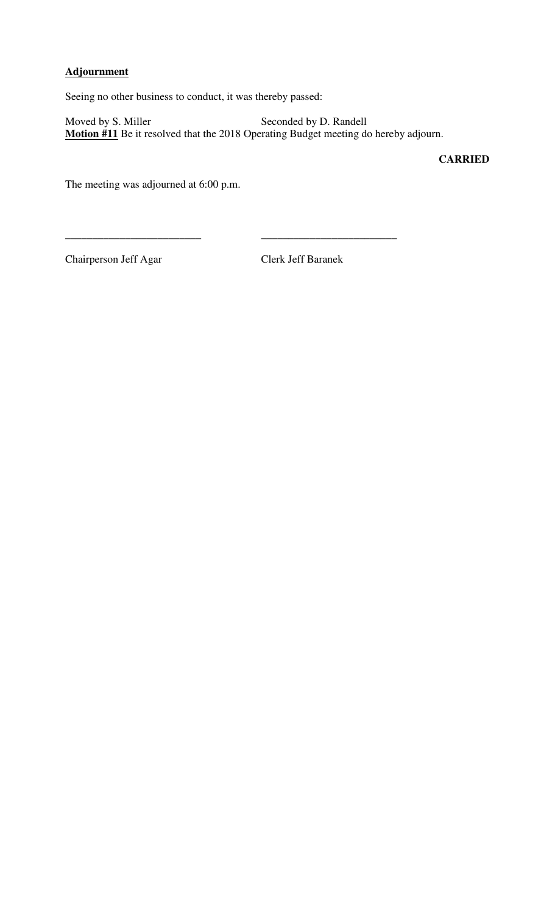**Adjournment**

Seeing no other business to conduct, it was thereby passed:

Moved by S. Miller Seconded by D. Randell

**Motion #11** Be it resolved that the 2018 Operating Budget meeting do hereby adjourn.

**CARRIED**

The meeting was adjourned at 6:00 p.m.

\_\_\_\_\_\_\_\_\_\_\_\_\_\_\_\_\_\_\_\_\_\_\_\_\_ \_\_\_\_\_\_\_\_\_\_\_\_\_\_\_\_\_\_\_\_\_\_\_\_\_

Chairperson Jeff Agar Clerk Jeff Baranek